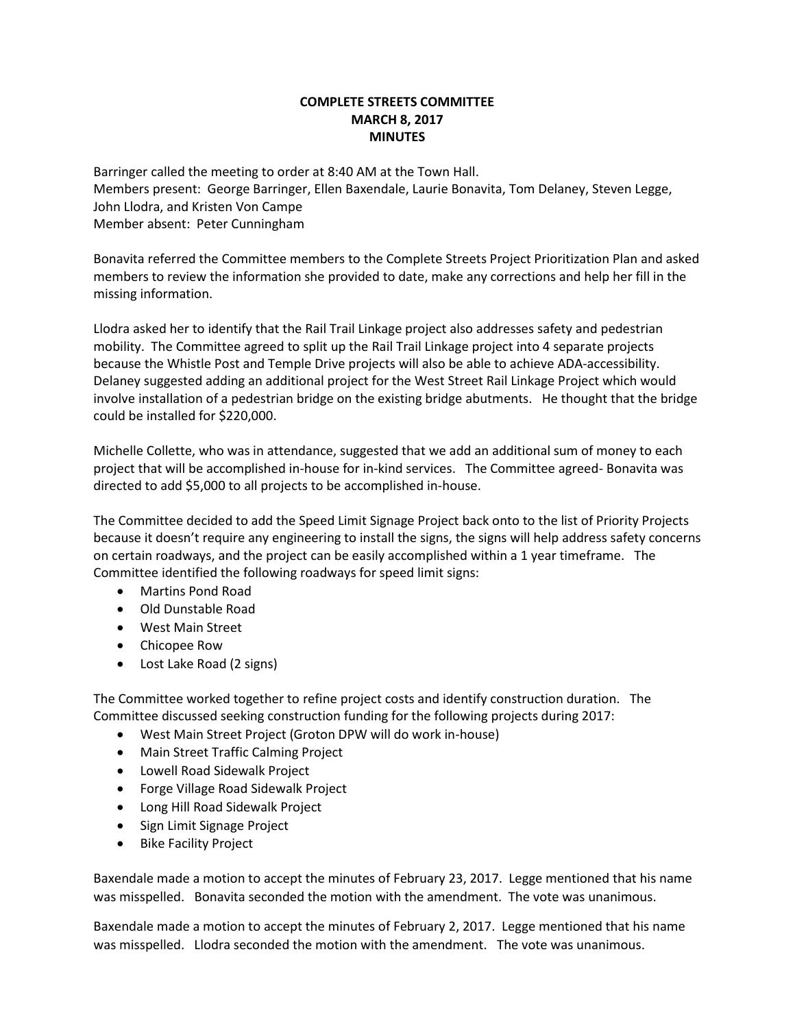# COMPLETE STREETS COMMITTEE
## MARCH 8, 2017
## MINUTES

Barringer called the meeting to order at 8:40 AM at the Town Hall.
Members present: George Barringer, Ellen Baxendale, Laurie Bonavita, Tom Delaney, Steven Legge, John Llodra, and Kristen Von Campe
Member absent: Peter Cunningham

Bonavita referred the Committee members to the Complete Streets Project Prioritization Plan and asked members to review the information she provided to date, make any corrections and help her fill in the missing information.

Llodra asked her to identify that the Rail Trail Linkage project also addresses safety and pedestrian mobility. The Committee agreed to split up the Rail Trail Linkage project into 4 separate projects because the Whistle Post and Temple Drive projects will also be able to achieve ADA-accessibility. Delaney suggested adding an additional project for the West Street Rail Linkage Project which would involve installation of a pedestrian bridge on the existing bridge abutments. He thought that the bridge could be installed for $220,000.

Michelle Collette, who was in attendance, suggested that we add an additional sum of money to each project that will be accomplished in-house for in-kind services. The Committee agreed- Bonavita was directed to add $5,000 to all projects to be accomplished in-house.

The Committee decided to add the Speed Limit Signage Project back onto to the list of Priority Projects because it doesn't require any engineering to install the signs, the signs will help address safety concerns on certain roadways, and the project can be easily accomplished within a 1 year timeframe. The Committee identified the following roadways for speed limit signs:

- Martins Pond Road
- Old Dunstable Road
- West Main Street
- Chicopee Row
- Lost Lake Road (2 signs)

The Committee worked together to refine project costs and identify construction duration. The Committee discussed seeking construction funding for the following projects during 2017:

- West Main Street Project (Groton DPW will do work in-house)
- Main Street Traffic Calming Project
- Lowell Road Sidewalk Project
- Forge Village Road Sidewalk Project
- Long Hill Road Sidewalk Project
- Sign Limit Signage Project
- Bike Facility Project

Baxendale made a motion to accept the minutes of February 23, 2017. Legge mentioned that his name was misspelled. Bonavita seconded the motion with the amendment. The vote was unanimous.

Baxendale made a motion to accept the minutes of February 2, 2017. Legge mentioned that his name was misspelled. Llodra seconded the motion with the amendment. The vote was unanimous.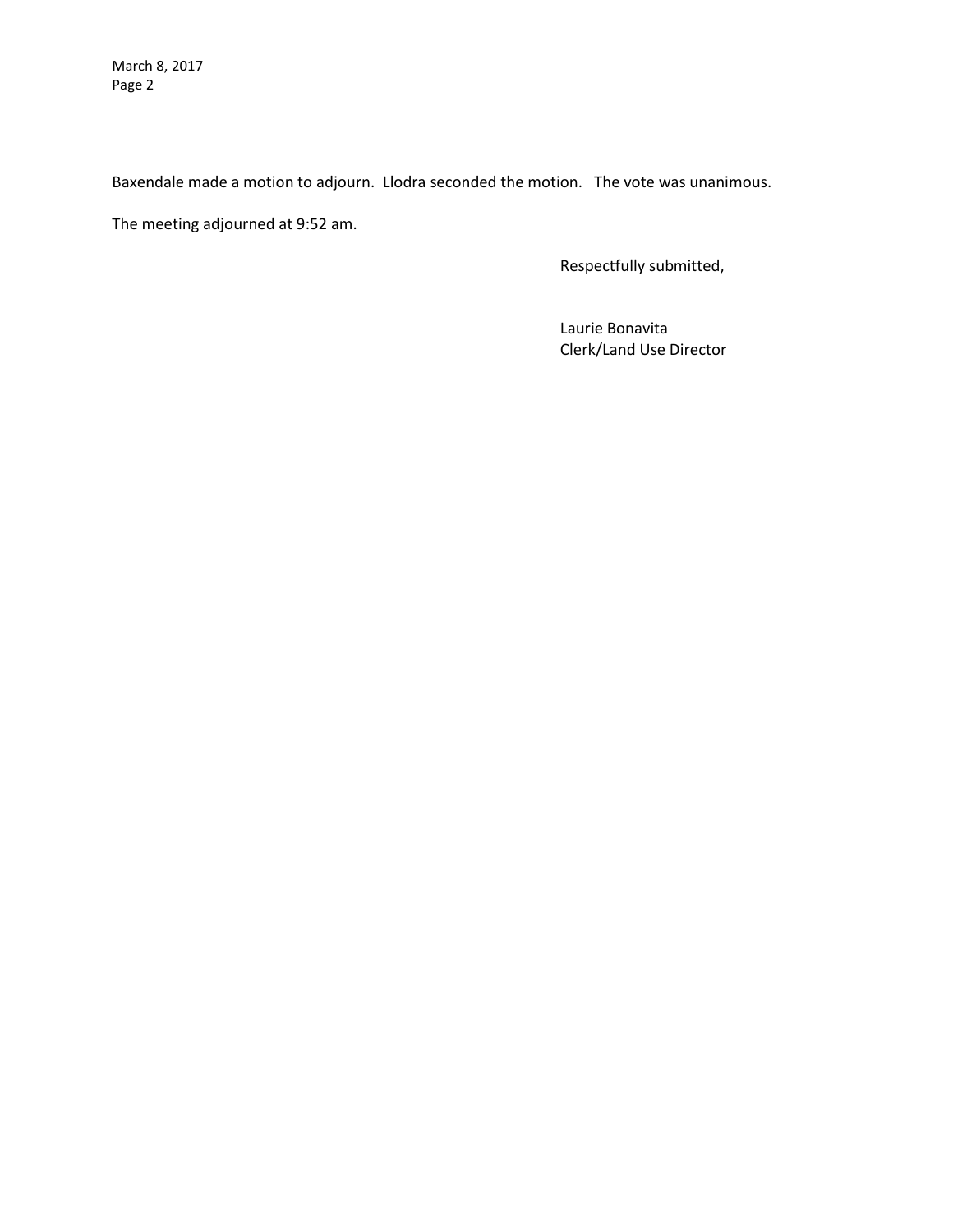Baxendale made a motion to adjourn. Llodra seconded the motion. The vote was unanimous.

The meeting adjourned at 9:52 am.

Respectfully submitted,

Laurie Bonavita
Clerk/Land Use Director